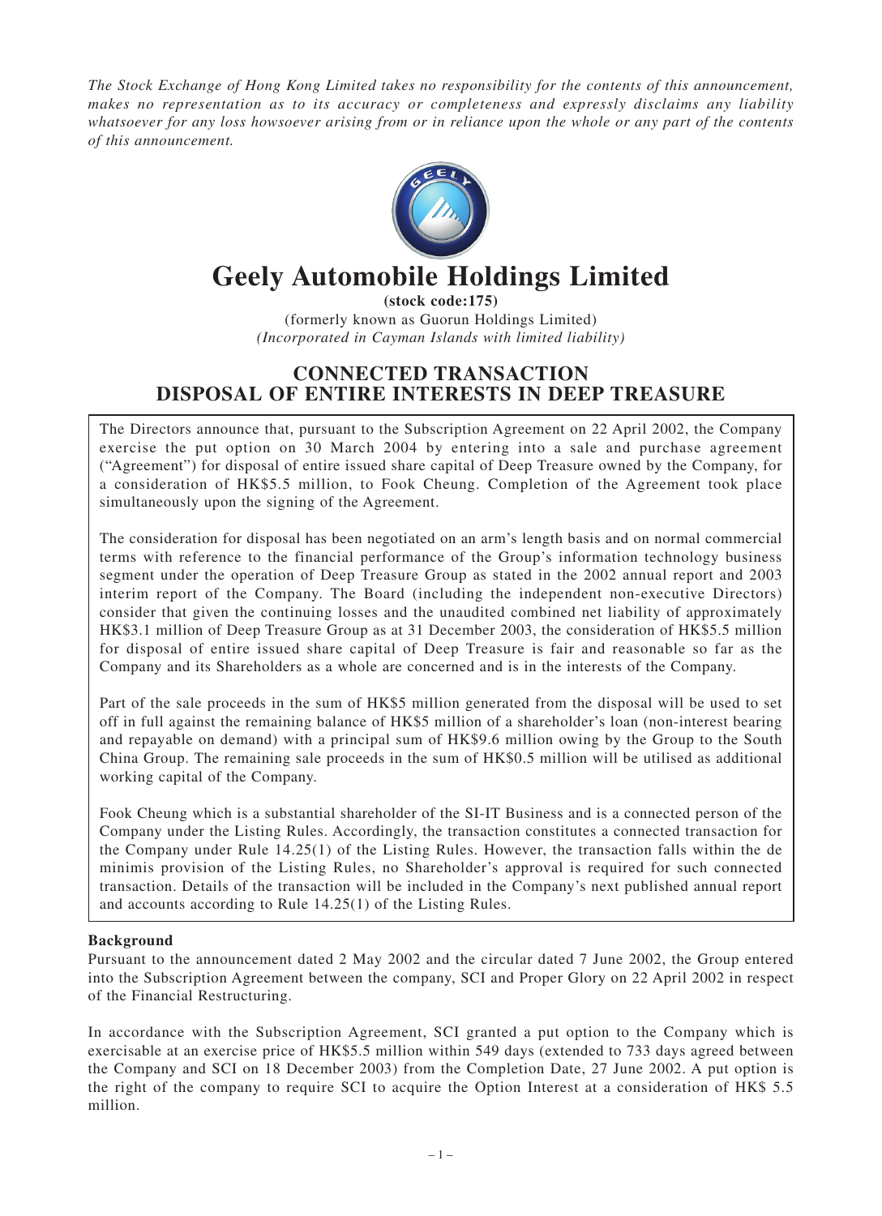*The Stock Exchange of Hong Kong Limited takes no responsibility for the contents of this announcement, makes no representation as to its accuracy or completeness and expressly disclaims any liability whatsoever for any loss howsoever arising from or in reliance upon the whole or any part of the contents of this announcement.*

# Geely Automobile Holdings Limited

**(stock code:175)**

(formerly known as Guorun Holdings Limited)

*(Incorporated in Cayman Islands with limited liability)*

## CONNECTED TRANSACTION
## DISPOSAL OF ENTIRE INTERESTS IN DEEP TREASURE

The Directors announce that, pursuant to the Subscription Agreement on 22 April 2002, the Company exercise the put option on 30 March 2004 by entering into a sale and purchase agreement ("Agreement") for disposal of entire issued share capital of Deep Treasure owned by the Company, for a consideration of HK$5.5 million, to Fook Cheung. Completion of the Agreement took place simultaneously upon the signing of the Agreement.

The consideration for disposal has been negotiated on an arm's length basis and on normal commercial terms with reference to the financial performance of the Group's information technology business segment under the operation of Deep Treasure Group as stated in the 2002 annual report and 2003 interim report of the Company. The Board (including the independent non-executive Directors) consider that given the continuing losses and the unaudited combined net liability of approximately HK$3.1 million of Deep Treasure Group as at 31 December 2003, the consideration of HK$5.5 million for disposal of entire issued share capital of Deep Treasure is fair and reasonable so far as the Company and its Shareholders as a whole are concerned and is in the interests of the Company.

Part of the sale proceeds in the sum of HK$5 million generated from the disposal will be used to set off in full against the remaining balance of HK$5 million of a shareholder's loan (non-interest bearing and repayable on demand) with a principal sum of HK$9.6 million owing by the Group to the South China Group. The remaining sale proceeds in the sum of HK$0.5 million will be utilised as additional working capital of the Company.

Fook Cheung which is a substantial shareholder of the SI-IT Business and is a connected person of the Company under the Listing Rules. Accordingly, the transaction constitutes a connected transaction for the Company under Rule 14.25(1) of the Listing Rules. However, the transaction falls within the de minimis provision of the Listing Rules, no Shareholder's approval is required for such connected transaction. Details of the transaction will be included in the Company's next published annual report and accounts according to Rule 14.25(1) of the Listing Rules.

**Background**

Pursuant to the announcement dated 2 May 2002 and the circular dated 7 June 2002, the Group entered into the Subscription Agreement between the company, SCI and Proper Glory on 22 April 2002 in respect of the Financial Restructuring.

In accordance with the Subscription Agreement, SCI granted a put option to the Company which is exercisable at an exercise price of HK$5.5 million within 549 days (extended to 733 days agreed between the Company and SCI on 18 December 2003) from the Completion Date, 27 June 2002. A put option is the right of the company to require SCI to acquire the Option Interest at a consideration of HK$ 5.5 million.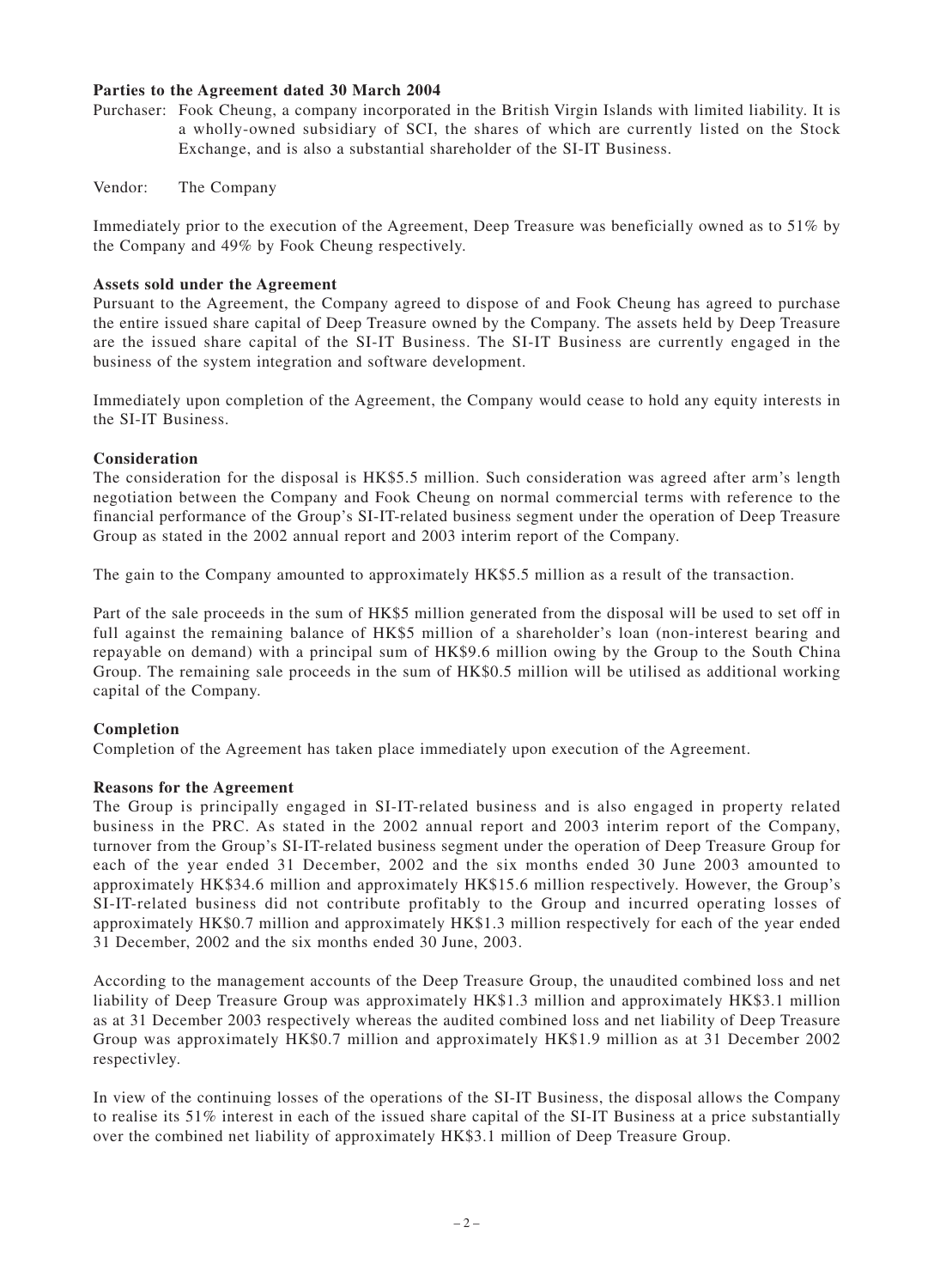**Parties to the Agreement dated 30 March 2004**

Purchaser: Fook Cheung, a company incorporated in the British Virgin Islands with limited liability. It is a wholly-owned subsidiary of SCI, the shares of which are currently listed on the Stock Exchange, and is also a substantial shareholder of the SI-IT Business.

Vendor: The Company

Immediately prior to the execution of the Agreement, Deep Treasure was beneficially owned as to 51% by the Company and 49% by Fook Cheung respectively.

**Assets sold under the Agreement**

Pursuant to the Agreement, the Company agreed to dispose of and Fook Cheung has agreed to purchase the entire issued share capital of Deep Treasure owned by the Company. The assets held by Deep Treasure are the issued share capital of the SI-IT Business. The SI-IT Business are currently engaged in the business of the system integration and software development.

Immediately upon completion of the Agreement, the Company would cease to hold any equity interests in the SI-IT Business.

**Consideration**

The consideration for the disposal is HK$5.5 million. Such consideration was agreed after arm's length negotiation between the Company and Fook Cheung on normal commercial terms with reference to the financial performance of the Group's SI-IT-related business segment under the operation of Deep Treasure Group as stated in the 2002 annual report and 2003 interim report of the Company.

The gain to the Company amounted to approximately HK$5.5 million as a result of the transaction.

Part of the sale proceeds in the sum of HK$5 million generated from the disposal will be used to set off in full against the remaining balance of HK$5 million of a shareholder's loan (non-interest bearing and repayable on demand) with a principal sum of HK$9.6 million owing by the Group to the South China Group. The remaining sale proceeds in the sum of HK$0.5 million will be utilised as additional working capital of the Company.

**Completion**

Completion of the Agreement has taken place immediately upon execution of the Agreement.

**Reasons for the Agreement**

The Group is principally engaged in SI-IT-related business and is also engaged in property related business in the PRC. As stated in the 2002 annual report and 2003 interim report of the Company, turnover from the Group's SI-IT-related business segment under the operation of Deep Treasure Group for each of the year ended 31 December, 2002 and the six months ended 30 June 2003 amounted to approximately HK$34.6 million and approximately HK$15.6 million respectively. However, the Group's SI-IT-related business did not contribute profitably to the Group and incurred operating losses of approximately HK$0.7 million and approximately HK$1.3 million respectively for each of the year ended 31 December, 2002 and the six months ended 30 June, 2003.

According to the management accounts of the Deep Treasure Group, the unaudited combined loss and net liability of Deep Treasure Group was approximately HK$1.3 million and approximately HK$3.1 million as at 31 December 2003 respectively whereas the audited combined loss and net liability of Deep Treasure Group was approximately HK$0.7 million and approximately HK$1.9 million as at 31 December 2002 respectivley.

In view of the continuing losses of the operations of the SI-IT Business, the disposal allows the Company to realise its 51% interest in each of the issued share capital of the SI-IT Business at a price substantially over the combined net liability of approximately HK$3.1 million of Deep Treasure Group.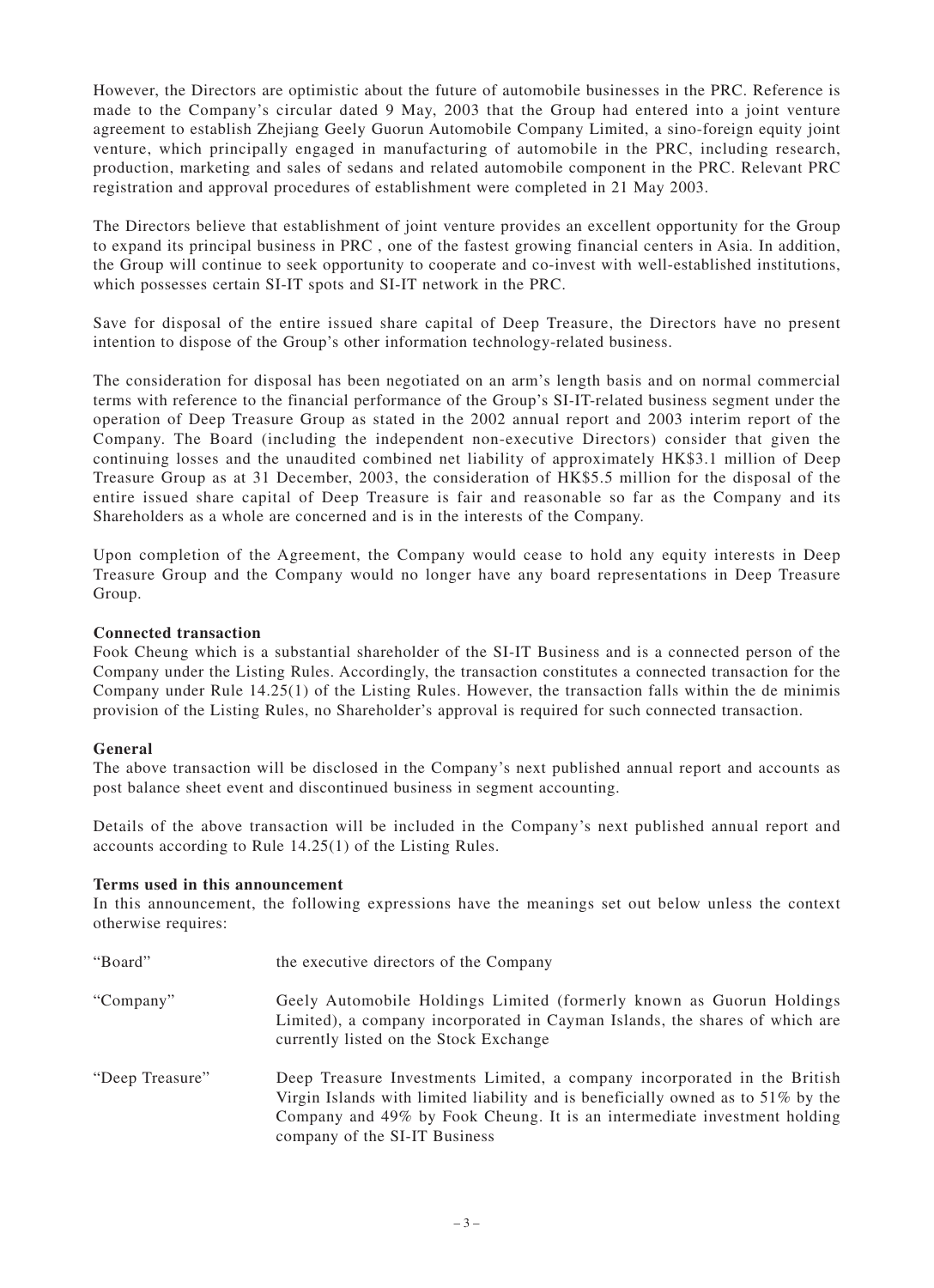However, the Directors are optimistic about the future of automobile businesses in the PRC. Reference is made to the Company's circular dated 9 May, 2003 that the Group had entered into a joint venture agreement to establish Zhejiang Geely Guorun Automobile Company Limited, a sino-foreign equity joint venture, which principally engaged in manufacturing of automobile in the PRC, including research, production, marketing and sales of sedans and related automobile component in the PRC. Relevant PRC registration and approval procedures of establishment were completed in 21 May 2003.

The Directors believe that establishment of joint venture provides an excellent opportunity for the Group to expand its principal business in PRC , one of the fastest growing financial centers in Asia. In addition, the Group will continue to seek opportunity to cooperate and co-invest with well-established institutions, which possesses certain SI-IT spots and SI-IT network in the PRC.

Save for disposal of the entire issued share capital of Deep Treasure, the Directors have no present intention to dispose of the Group's other information technology-related business.

The consideration for disposal has been negotiated on an arm's length basis and on normal commercial terms with reference to the financial performance of the Group's SI-IT-related business segment under the operation of Deep Treasure Group as stated in the 2002 annual report and 2003 interim report of the Company. The Board (including the independent non-executive Directors) consider that given the continuing losses and the unaudited combined net liability of approximately HK$3.1 million of Deep Treasure Group as at 31 December, 2003, the consideration of HK$5.5 million for the disposal of the entire issued share capital of Deep Treasure is fair and reasonable so far as the Company and its Shareholders as a whole are concerned and is in the interests of the Company.

Upon completion of the Agreement, the Company would cease to hold any equity interests in Deep Treasure Group and the Company would no longer have any board representations in Deep Treasure Group.

**Connected transaction**

Fook Cheung which is a substantial shareholder of the SI-IT Business and is a connected person of the Company under the Listing Rules. Accordingly, the transaction constitutes a connected transaction for the Company under Rule 14.25(1) of the Listing Rules. However, the transaction falls within the de minimis provision of the Listing Rules, no Shareholder's approval is required for such connected transaction.

**General**

The above transaction will be disclosed in the Company's next published annual report and accounts as post balance sheet event and discontinued business in segment accounting.

Details of the above transaction will be included in the Company's next published annual report and accounts according to Rule 14.25(1) of the Listing Rules.

**Terms used in this announcement**

In this announcement, the following expressions have the meanings set out below unless the context otherwise requires:

| | |
|---|---|
| "Board" | the executive directors of the Company |
| "Company" | Geely Automobile Holdings Limited (formerly known as Guorun Holdings Limited), a company incorporated in Cayman Islands, the shares of which are currently listed on the Stock Exchange |
| "Deep Treasure" | Deep Treasure Investments Limited, a company incorporated in the British Virgin Islands with limited liability and is beneficially owned as to 51% by the Company and 49% by Fook Cheung. It is an intermediate investment holding company of the SI-IT Business |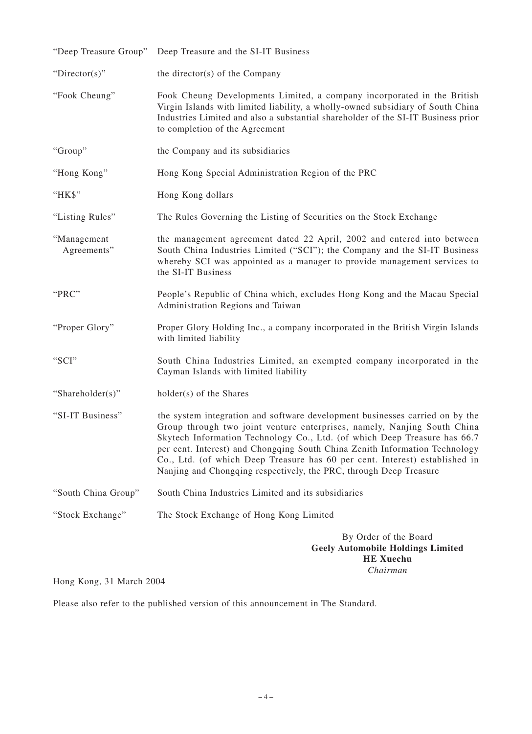| | |
|---|---|
| "Deep Treasure Group" | Deep Treasure and the SI-IT Business |
| "Director(s)" | the director(s) of the Company |
| "Fook Cheung" | Fook Cheung Developments Limited, a company incorporated in the British Virgin Islands with limited liability, a wholly-owned subsidiary of South China Industries Limited and also a substantial shareholder of the SI-IT Business prior to completion of the Agreement |
| "Group" | the Company and its subsidiaries |
| "Hong Kong" | Hong Kong Special Administration Region of the PRC |
| "HK$" | Hong Kong dollars |
| "Listing Rules" | The Rules Governing the Listing of Securities on the Stock Exchange |
| "Management Agreements" | the management agreement dated 22 April, 2002 and entered into between South China Industries Limited ("SCI"); the Company and the SI-IT Business whereby SCI was appointed as a manager to provide management services to the SI-IT Business |
| "PRC" | People's Republic of China which, excludes Hong Kong and the Macau Special Administration Regions and Taiwan |
| "Proper Glory" | Proper Glory Holding Inc., a company incorporated in the British Virgin Islands with limited liability |
| "SCI" | South China Industries Limited, an exempted company incorporated in the Cayman Islands with limited liability |
| "Shareholder(s)" | holder(s) of the Shares |
| "SI-IT Business" | the system integration and software development businesses carried on by the Group through two joint venture enterprises, namely, Nanjing South China Skytech Information Technology Co., Ltd. (of which Deep Treasure has 66.7 per cent. Interest) and Chongqing South China Zenith Information Technology Co., Ltd. (of which Deep Treasure has 60 per cent. Interest) established in Nanjing and Chongqing respectively, the PRC, through Deep Treasure |
| "South China Group" | South China Industries Limited and its subsidiaries |
| "Stock Exchange" | The Stock Exchange of Hong Kong Limited |

By Order of the Board
**Geely Automobile Holdings Limited**
**HE Xuechu**
*Chairman*

Hong Kong, 31 March 2004

Please also refer to the published version of this announcement in The Standard.